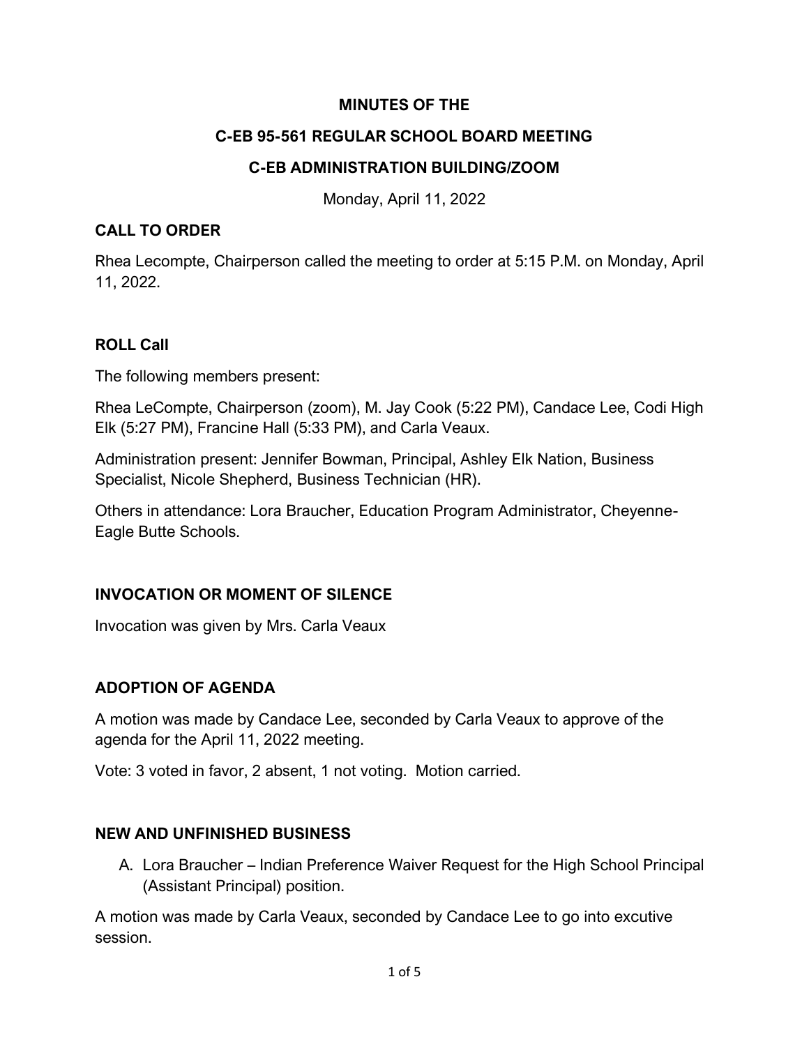**MINUTES OF THE**

**C-EB 95-561 REGULAR SCHOOL BOARD MEETING**

**C-EB ADMINISTRATION BUILDING/ZOOM**

Monday, April 11, 2022

## CALL TO ORDER

Rhea Lecompte, Chairperson called the meeting to order at 5:15 P.M. on Monday, April 11, 2022.

## ROLL Call

The following members present:

Rhea LeCompte, Chairperson (zoom), M. Jay Cook (5:22 PM), Candace Lee, Codi High Elk (5:27 PM), Francine Hall (5:33 PM), and Carla Veaux.

Administration present: Jennifer Bowman, Principal, Ashley Elk Nation, Business Specialist, Nicole Shepherd, Business Technician (HR).

Others in attendance: Lora Braucher, Education Program Administrator, Cheyenne-Eagle Butte Schools.

## INVOCATION OR MOMENT OF SILENCE

Invocation was given by Mrs. Carla Veaux

## ADOPTION OF AGENDA

A motion was made by Candace Lee, seconded by Carla Veaux to approve of the agenda for the April 11, 2022 meeting.

Vote: 3 voted in favor, 2 absent, 1 not voting. Motion carried.

## NEW AND UNFINISHED BUSINESS

A. Lora Braucher – Indian Preference Waiver Request for the High School Principal (Assistant Principal) position.

A motion was made by Carla Veaux, seconded by Candace Lee to go into excutive session.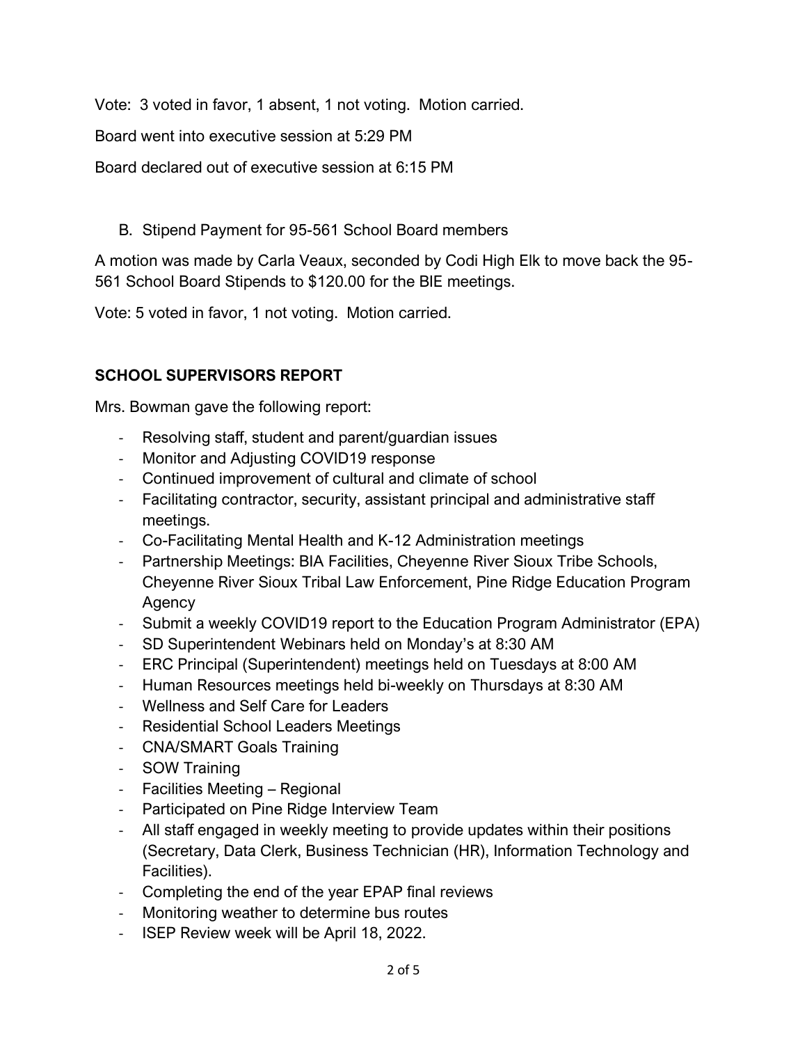Vote: 3 voted in favor, 1 absent, 1 not voting. Motion carried.

Board went into executive session at 5:29 PM

Board declared out of executive session at 6:15 PM

B. Stipend Payment for 95-561 School Board members

A motion was made by Carla Veaux, seconded by Codi High Elk to move back the 95-561 School Board Stipends to $120.00 for the BIE meetings.

Vote: 5 voted in favor, 1 not voting. Motion carried.

## SCHOOL SUPERVISORS REPORT

Mrs. Bowman gave the following report:

- Resolving staff, student and parent/guardian issues
- Monitor and Adjusting COVID19 response
- Continued improvement of cultural and climate of school
- Facilitating contractor, security, assistant principal and administrative staff meetings.
- Co-Facilitating Mental Health and K-12 Administration meetings
- Partnership Meetings: BIA Facilities, Cheyenne River Sioux Tribe Schools, Cheyenne River Sioux Tribal Law Enforcement, Pine Ridge Education Program Agency
- Submit a weekly COVID19 report to the Education Program Administrator (EPA)
- SD Superintendent Webinars held on Monday's at 8:30 AM
- ERC Principal (Superintendent) meetings held on Tuesdays at 8:00 AM
- Human Resources meetings held bi-weekly on Thursdays at 8:30 AM
- Wellness and Self Care for Leaders
- Residential School Leaders Meetings
- CNA/SMART Goals Training
- SOW Training
- Facilities Meeting – Regional
- Participated on Pine Ridge Interview Team
- All staff engaged in weekly meeting to provide updates within their positions (Secretary, Data Clerk, Business Technician (HR), Information Technology and Facilities).
- Completing the end of the year EPAP final reviews
- Monitoring weather to determine bus routes
- ISEP Review week will be April 18, 2022.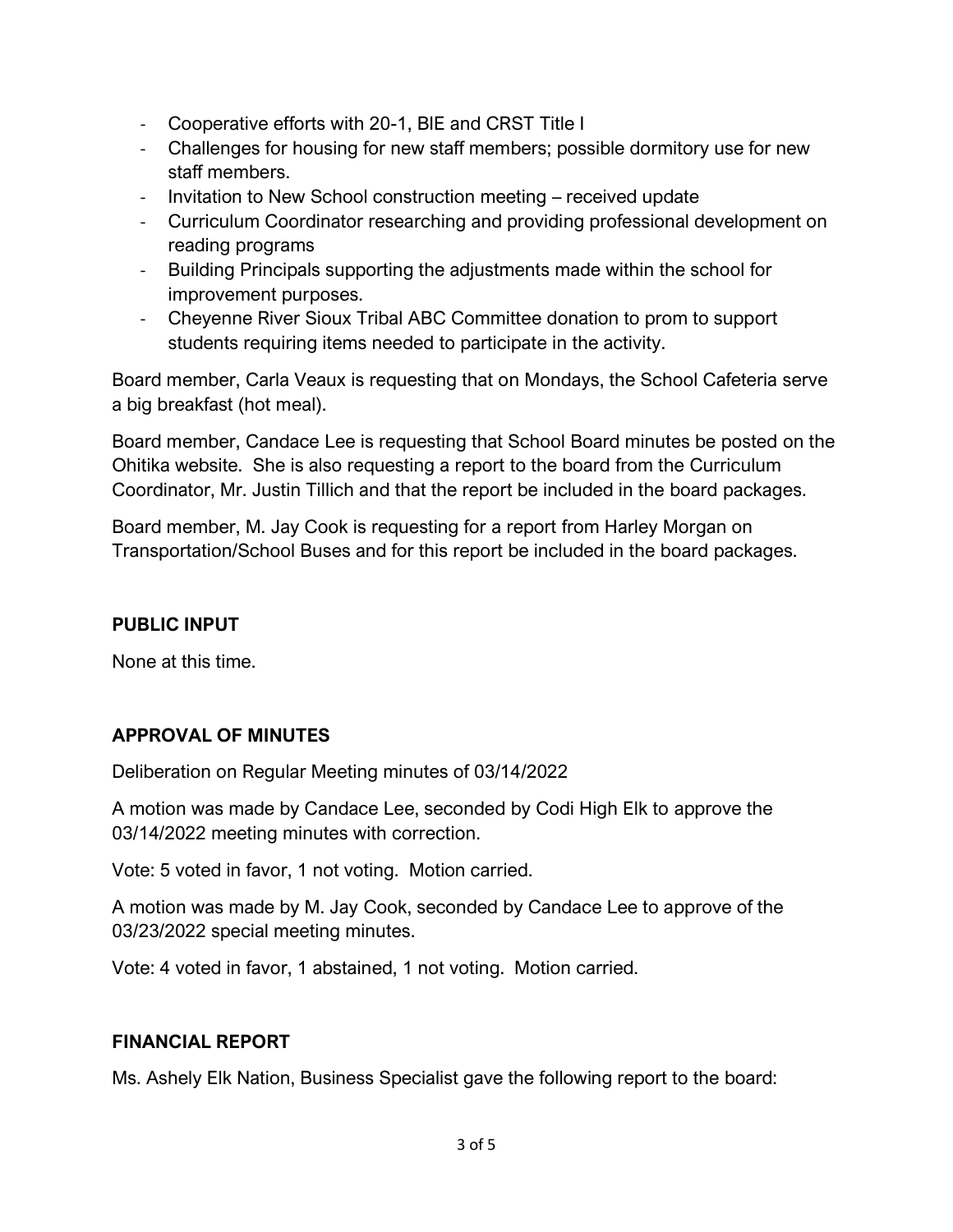- Cooperative efforts with 20-1, BIE and CRST Title I
- Challenges for housing for new staff members; possible dormitory use for new staff members.
- Invitation to New School construction meeting – received update
- Curriculum Coordinator researching and providing professional development on reading programs
- Building Principals supporting the adjustments made within the school for improvement purposes.
- Cheyenne River Sioux Tribal ABC Committee donation to prom to support students requiring items needed to participate in the activity.

Board member, Carla Veaux is requesting that on Mondays, the School Cafeteria serve a big breakfast (hot meal).

Board member, Candace Lee is requesting that School Board minutes be posted on the Ohitika website. She is also requesting a report to the board from the Curriculum Coordinator, Mr. Justin Tillich and that the report be included in the board packages.

Board member, M. Jay Cook is requesting for a report from Harley Morgan on Transportation/School Buses and for this report be included in the board packages.

**PUBLIC INPUT**

None at this time.

**APPROVAL OF MINUTES**

Deliberation on Regular Meeting minutes of 03/14/2022

A motion was made by Candace Lee, seconded by Codi High Elk to approve the 03/14/2022 meeting minutes with correction.

Vote: 5 voted in favor, 1 not voting. Motion carried.

A motion was made by M. Jay Cook, seconded by Candace Lee to approve of the 03/23/2022 special meeting minutes.

Vote: 4 voted in favor, 1 abstained, 1 not voting. Motion carried.

**FINANCIAL REPORT**

Ms. Ashely Elk Nation, Business Specialist gave the following report to the board: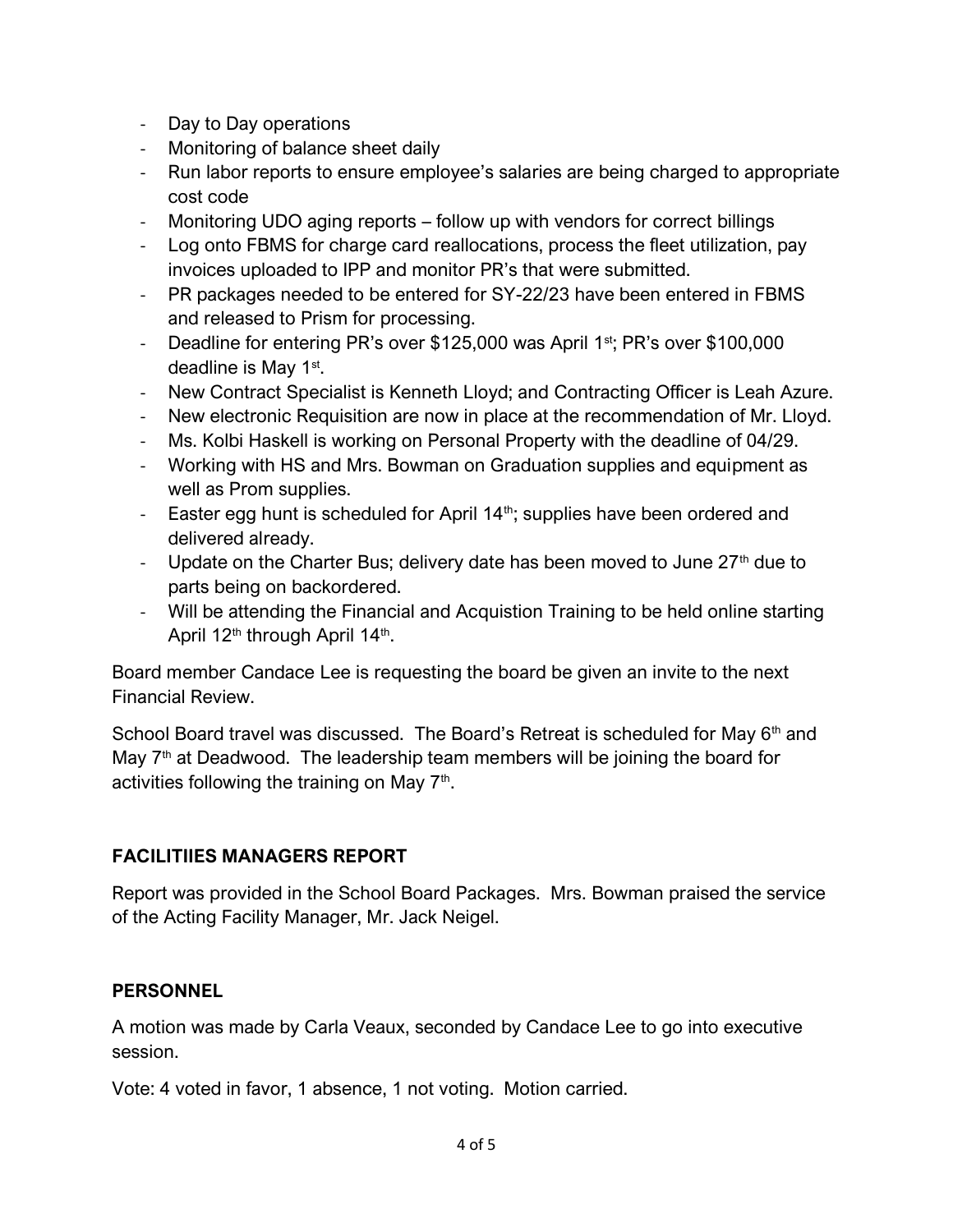- Day to Day operations
- Monitoring of balance sheet daily
- Run labor reports to ensure employee's salaries are being charged to appropriate cost code
- Monitoring UDO aging reports – follow up with vendors for correct billings
- Log onto FBMS for charge card reallocations, process the fleet utilization, pay invoices uploaded to IPP and monitor PR's that were submitted.
- PR packages needed to be entered for SY-22/23 have been entered in FBMS and released to Prism for processing.
- Deadline for entering PR's over $125,000 was April 1st; PR's over $100,000 deadline is May 1st.
- New Contract Specialist is Kenneth Lloyd; and Contracting Officer is Leah Azure.
- New electronic Requisition are now in place at the recommendation of Mr. Lloyd.
- Ms. Kolbi Haskell is working on Personal Property with the deadline of 04/29.
- Working with HS and Mrs. Bowman on Graduation supplies and equipment as well as Prom supplies.
- Easter egg hunt is scheduled for April 14th; supplies have been ordered and delivered already.
- Update on the Charter Bus; delivery date has been moved to June 27th due to parts being on backordered.
- Will be attending the Financial and Acquistion Training to be held online starting April 12th through April 14th.

Board member Candace Lee is requesting the board be given an invite to the next Financial Review.

School Board travel was discussed. The Board's Retreat is scheduled for May 6th and May 7th at Deadwood. The leadership team members will be joining the board for activities following the training on May 7th.

## FACILITIIES MANAGERS REPORT

Report was provided in the School Board Packages. Mrs. Bowman praised the service of the Acting Facility Manager, Mr. Jack Neigel.

## PERSONNEL

A motion was made by Carla Veaux, seconded by Candace Lee to go into executive session.

Vote: 4 voted in favor, 1 absence, 1 not voting. Motion carried.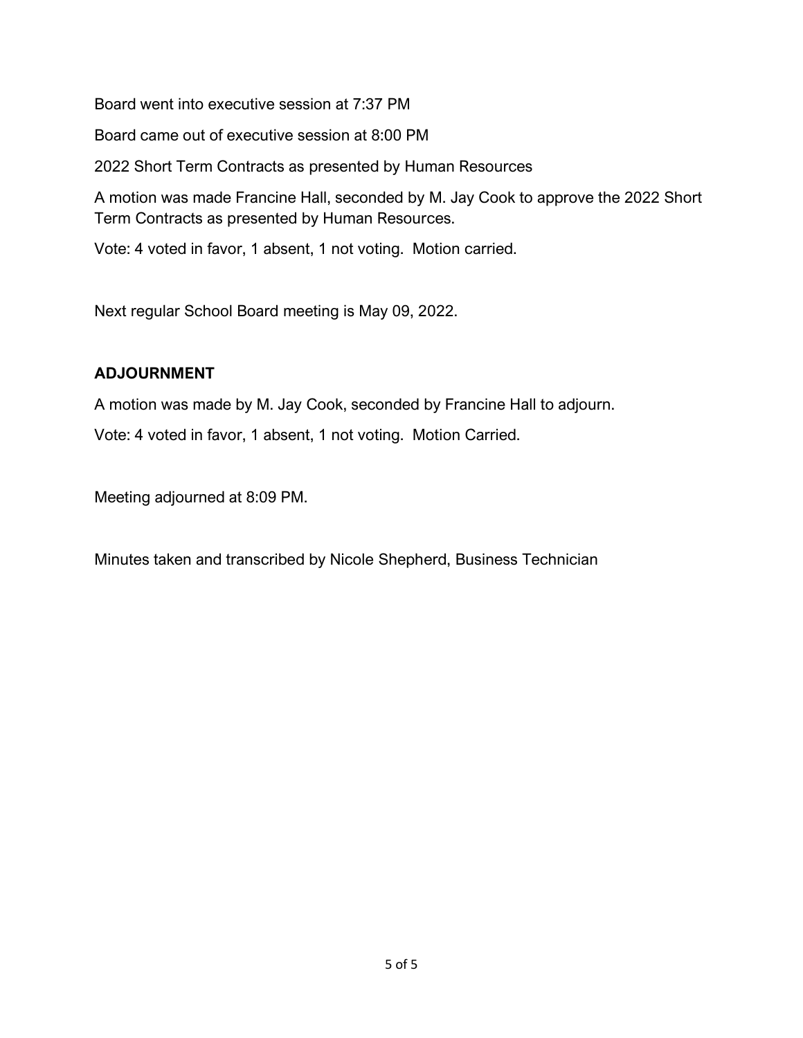Board went into executive session at 7:37 PM

Board came out of executive session at 8:00 PM

2022 Short Term Contracts as presented by Human Resources

A motion was made Francine Hall, seconded by M. Jay Cook to approve the 2022 Short Term Contracts as presented by Human Resources.

Vote: 4 voted in favor, 1 absent, 1 not voting. Motion carried.

Next regular School Board meeting is May 09, 2022.

**ADJOURNMENT**

A motion was made by M. Jay Cook, seconded by Francine Hall to adjourn.

Vote: 4 voted in favor, 1 absent, 1 not voting. Motion Carried.

Meeting adjourned at 8:09 PM.

Minutes taken and transcribed by Nicole Shepherd, Business Technician